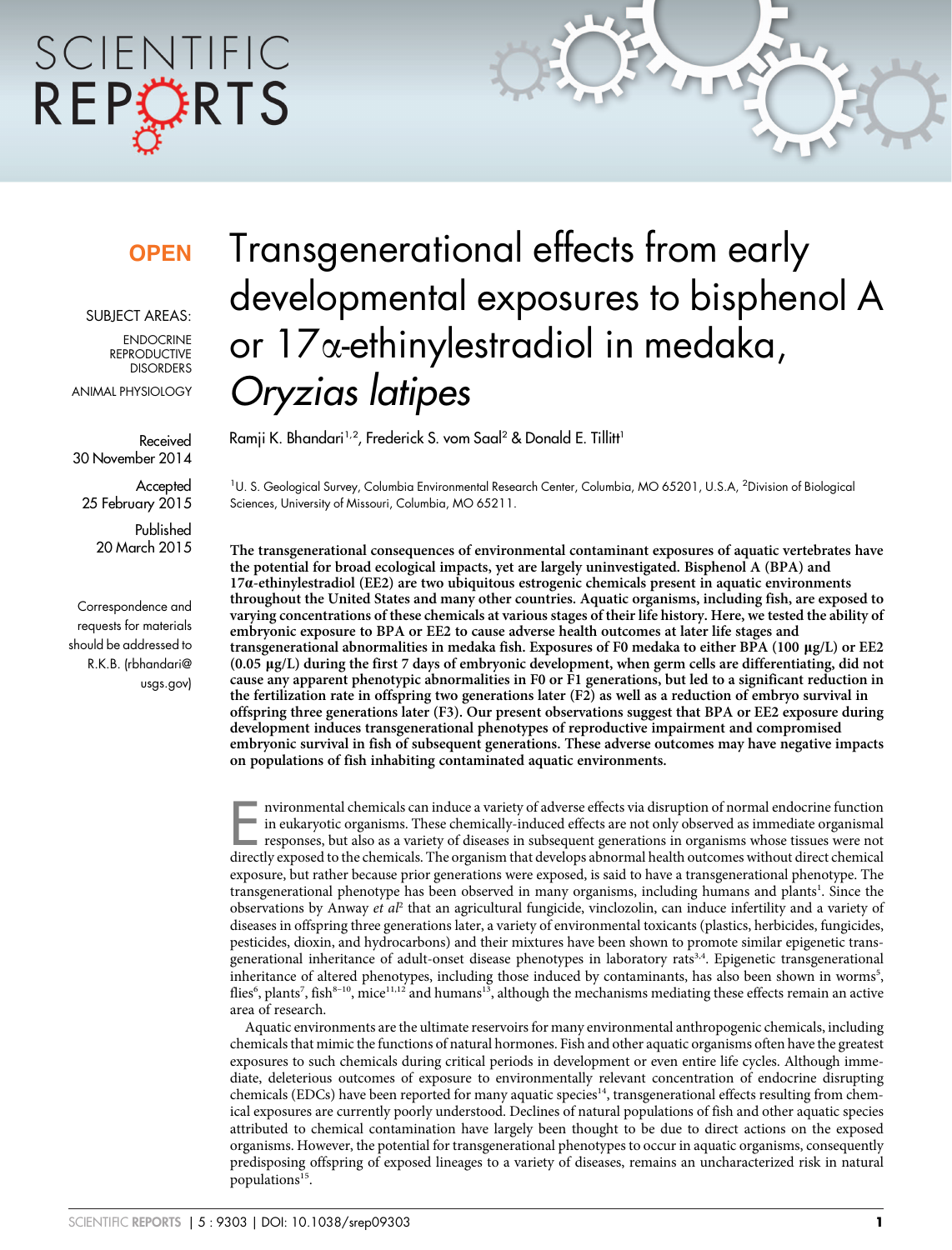# Transgenerational effects from early developmental exposures to bisphenol A or 17α-ethinylestradiol in medaka, *Oryzias latipes*

**OPEN**

SUBJECT AREAS:

ENDOCRINE REPRODUCTIVE DISORDERS

ANIMAL PHYSIOLOGY

Received 30 November 2014

Accepted 25 February 2015

Published 20 March 2015

Correspondence and requests for materials should be addressed to R.K.B. (rbhandari@usgs.gov)

Ramji K. Bhandari[1,2], Frederick S. vom Saal[2] & Donald E. Tillitt[1]

[1]U. S. Geological Survey, Columbia Environmental Research Center, Columbia, MO 65201, U.S.A, [2]Division of Biological Sciences, University of Missouri, Columbia, MO 65211.

**The transgenerational consequences of environmental contaminant exposures of aquatic vertebrates have the potential for broad ecological impacts, yet are largely uninvestigated. Bisphenol A (BPA) and 17α-ethinylestradiol (EE2) are two ubiquitous estrogenic chemicals present in aquatic environments throughout the United States and many other countries. Aquatic organisms, including fish, are exposed to varying concentrations of these chemicals at various stages of their life history. Here, we tested the ability of embryonic exposure to BPA or EE2 to cause adverse health outcomes at later life stages and transgenerational abnormalities in medaka fish. Exposures of F0 medaka to either BPA (100 μg/L) or EE2 (0.05 μg/L) during the first 7 days of embryonic development, when germ cells are differentiating, did not cause any apparent phenotypic abnormalities in F0 or F1 generations, but led to a significant reduction in the fertilization rate in offspring two generations later (F2) as well as a reduction of embryo survival in offspring three generations later (F3). Our present observations suggest that BPA or EE2 exposure during development induces transgenerational phenotypes of reproductive impairment and compromised embryonic survival in fish of subsequent generations. These adverse outcomes may have negative impacts on populations of fish inhabiting contaminated aquatic environments.**

Environmental chemicals can induce a variety of adverse effects via disruption of normal endocrine function in eukaryotic organisms. These chemically-induced effects are not only observed as immediate organismal responses, but also as a variety of diseases in subsequent generations in organisms whose tissues were not directly exposed to the chemicals. The organism that develops abnormal health outcomes without direct chemical exposure, but rather because prior generations were exposed, is said to have a transgenerational phenotype. The transgenerational phenotype has been observed in many organisms, including humans and plants[1]. Since the observations by Anway *et al*[2] that an agricultural fungicide, vinclozolin, can induce infertility and a variety of diseases in offspring three generations later, a variety of environmental toxicants (plastics, herbicides, fungicides, pesticides, dioxin, and hydrocarbons) and their mixtures have been shown to promote similar epigenetic transgenerational inheritance of adult-onset disease phenotypes in laboratory rats[3,4]. Epigenetic transgenerational inheritance of altered phenotypes, including those induced by contaminants, has also been shown in worms[5], flies[6], plants[7], fish[8–10], mice[11,12] and humans[13], although the mechanisms mediating these effects remain an active area of research.

Aquatic environments are the ultimate reservoirs for many environmental anthropogenic chemicals, including chemicals that mimic the functions of natural hormones. Fish and other aquatic organisms often have the greatest exposures to such chemicals during critical periods in development or even entire life cycles. Although immediate, deleterious outcomes of exposure to environmentally relevant concentration of endocrine disrupting chemicals (EDCs) have been reported for many aquatic species[14], transgenerational effects resulting from chemical exposures are currently poorly understood. Declines of natural populations of fish and other aquatic species attributed to chemical contamination have largely been thought to be due to direct actions on the exposed organisms. However, the potential for transgenerational phenotypes to occur in aquatic organisms, consequently predisposing offspring of exposed lineages to a variety of diseases, remains an uncharacterized risk in natural populations[15].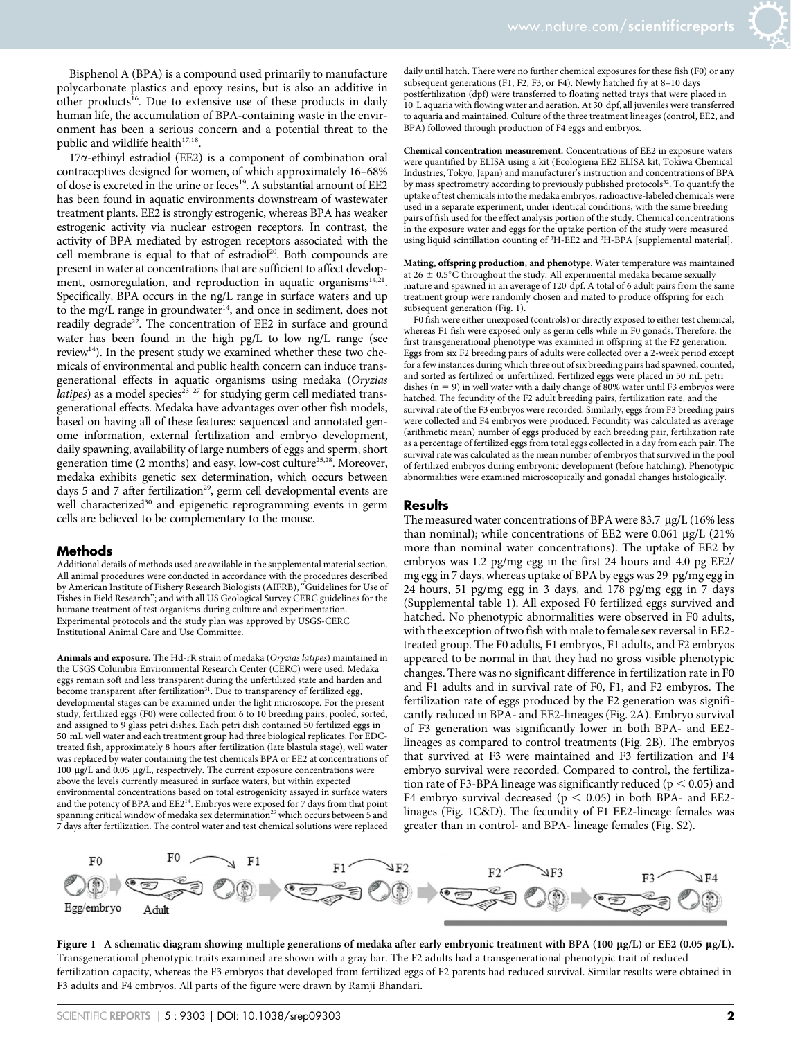Bisphenol A (BPA) is a compound used primarily to manufacture polycarbonate plastics and epoxy resins, but is also an additive in other products[16]. Due to extensive use of these products in daily human life, the accumulation of BPA-containing waste in the environment has been a serious concern and a potential threat to the public and wildlife health[17,18].

17α-ethinyl estradiol (EE2) is a component of combination oral contraceptives designed for women, of which approximately 16–68% of dose is excreted in the urine or feces[19]. A substantial amount of EE2 has been found in aquatic environments downstream of wastewater treatment plants. EE2 is strongly estrogenic, whereas BPA has weaker estrogenic activity via nuclear estrogen receptors. In contrast, the activity of BPA mediated by estrogen receptors associated with the cell membrane is equal to that of estradiol[20]. Both compounds are present in water at concentrations that are sufficient to affect development, osmoregulation, and reproduction in aquatic organisms[14,21]. Specifically, BPA occurs in the ng/L range in surface waters and up to the mg/L range in groundwater[14], and once in sediment, does not readily degrade[22]. The concentration of EE2 in surface and ground water has been found in the high pg/L to low ng/L range (see review[14]). In the present study we examined whether these two chemicals of environmental and public health concern can induce transgenerational effects in aquatic organisms using medaka (*Oryzias latipes*) as a model species[23–27] for studying germ cell mediated transgenerational effects. Medaka have advantages over other fish models, based on having all of these features: sequenced and annotated genome information, external fertilization and embryo development, daily spawning, availability of large numbers of eggs and sperm, short generation time (2 months) and easy, low-cost culture[25,28]. Moreover, medaka exhibits genetic sex determination, which occurs between days 5 and 7 after fertilization[29], germ cell developmental events are well characterized[30] and epigenetic reprogramming events in germ cells are believed to be complementary to the mouse.

## Methods

Additional details of methods used are available in the supplemental material section. All animal procedures were conducted in accordance with the procedures described by American Institute of Fishery Research Biologists (AIFRB), "Guidelines for Use of Fishes in Field Research"; and with all US Geological Survey CERC guidelines for the humane treatment of test organisms during culture and experimentation. Experimental protocols and the study plan was approved by USGS-CERC Institutional Animal Care and Use Committee.

**Animals and exposure.** The Hd-rR strain of medaka (*Oryzias latipes*) maintained in the USGS Columbia Environmental Research Center (CERC) were used. Medaka eggs remain soft and less transparent during the unfertilized state and harden and become transparent after fertilization[31]. Due to transparency of fertilized egg, developmental stages can be examined under the light microscope. For the present study, fertilized eggs (F0) were collected from 6 to 10 breeding pairs, pooled, sorted, and assigned to 9 glass petri dishes. Each petri dish contained 50 fertilized eggs in 50 mL well water and each treatment group had three biological replicates. For EDC-treated fish, approximately 8 hours after fertilization (late blastula stage), well water was replaced by water containing the test chemicals BPA or EE2 at concentrations of 100 μg/L and 0.05 μg/L, respectively. The current exposure concentrations were above the levels currently measured in surface waters, but within expected environmental concentrations based on total estrogenicity assayed in surface waters and the potency of BPA and EE2[14]. Embryos were exposed for 7 days from that point spanning critical window of medaka sex determination[29] which occurs between 5 and 7 days after fertilization. The control water and test chemical solutions were replaced daily until hatch. There were no further chemical exposures for these fish (F0) or any subsequent generations (F1, F2, F3, or F4). Newly hatched fry at 8–10 days postfertilization (dpf) were transferred to floating netted trays that were placed in 10 L aquaria with flowing water and aeration. At 30 dpf, all juveniles were transferred to aquaria and maintained. Culture of the three treatment lineages (control, EE2, and BPA) followed through production of F4 eggs and embryos.

**Chemical concentration measurement.** Concentrations of EE2 in exposure waters were quantified by ELISA using a kit (Ecologiena EE2 ELISA kit, Tokiwa Chemical Industries, Tokyo, Japan) and manufacturer's instruction and concentrations of BPA by mass spectrometry according to previously published protocols[32]. To quantify the uptake of test chemicals into the medaka embryos, radioactive-labeled chemicals were used in a separate experiment, under identical conditions, with the same breeding pairs of fish used for the effect analysis portion of the study. Chemical concentrations in the exposure water and eggs for the uptake portion of the study were measured using liquid scintillation counting of $^{3}$H-EE2 and $^{3}$H-BPA [supplemental material].

**Mating, offspring production, and phenotype.** Water temperature was maintained at 26 ± 0.5°C throughout the study. All experimental medaka became sexually mature and spawned in an average of 120 dpf. A total of 6 adult pairs from the same treatment group were randomly chosen and mated to produce offspring for each subsequent generation (Fig. 1).

F0 fish were either unexposed (controls) or directly exposed to either test chemical, whereas F1 fish were exposed only as germ cells while in F0 gonads. Therefore, the first transgenerational phenotype was examined in offspring at the F2 generation. Eggs from six F2 breeding pairs of adults were collected over a 2-week period except for a few instances during which three out of six breeding pairs had spawned, counted, and sorted as fertilized or unfertilized. Fertilized eggs were placed in 50 mL petri dishes (n = 9) in well water with a daily change of 80% water until F3 embryos were hatched. The fecundity of the F2 adult breeding pairs, fertilization rate, and the survival rate of the F3 embryos were recorded. Similarly, eggs from F3 breeding pairs were collected and F4 embryos were produced. Fecundity was calculated as average (arithmetic mean) number of eggs produced by each breeding pair, fertilization rate as a percentage of fertilized eggs from total eggs collected in a day from each pair. The survival rate was calculated as the mean number of embryos that survived in the pool of fertilized embryos during embryonic development (before hatching). Phenotypic abnormalities were examined microscopically and gonadal changes histologically.

## Results

The measured water concentrations of BPA were 83.7 μg/L (16% less than nominal); while concentrations of EE2 were 0.061 μg/L (21% more than nominal water concentrations). The uptake of EE2 by embryos was 1.2 pg/mg egg in the first 24 hours and 4.0 pg EE2/mg egg in 7 days, whereas uptake of BPA by eggs was 29 pg/mg egg in 24 hours, 51 pg/mg egg in 3 days, and 178 pg/mg egg in 7 days (Supplemental table 1). All exposed F0 fertilized eggs survived and hatched. No phenotypic abnormalities were observed in F0 adults, with the exception of two fish with male to female sex reversal in EE2-treated group. The F0 adults, F1 embryos, F1 adults, and F2 embryos appeared to be normal in that they had no gross visible phenotypic changes. There was no significant difference in fertilization rate in F0 and F1 adults and in survival rate of F0, F1, and F2 embryos. The fertilization rate of eggs produced by the F2 generation was significantly reduced in BPA- and EE2-lineages (Fig. 2A). Embryo survival of F3 generation was significantly lower in both BPA- and EE2-lineages as compared to control treatments (Fig. 2B). The embryos that survived at F3 were maintained and F3 fertilization and F4 embryo survival were recorded. Compared to control, the fertilization rate of F3-BPA lineage was significantly reduced ($p < 0.05$) and F4 embryo survival decreased ($p < 0.05$) in both BPA- and EE2-linages (Fig. 1C&D). The fecundity of F1 EE2-lineage females was greater than in control- and BPA- lineage females (Fig. S2).

**Figure 1 | A schematic diagram showing multiple generations of medaka after early embryonic treatment with BPA (100 μg/L) or EE2 (0.05 μg/L).** Transgenerational phenotypic traits examined are shown with a gray bar. The F2 adults had a transgenerational phenotypic trait of reduced fertilization capacity, whereas the F3 embryos that developed from fertilized eggs of F2 parents had reduced survival. Similar results were obtained in F3 adults and F4 embryos. All parts of the figure were drawn by Ramji Bhandari.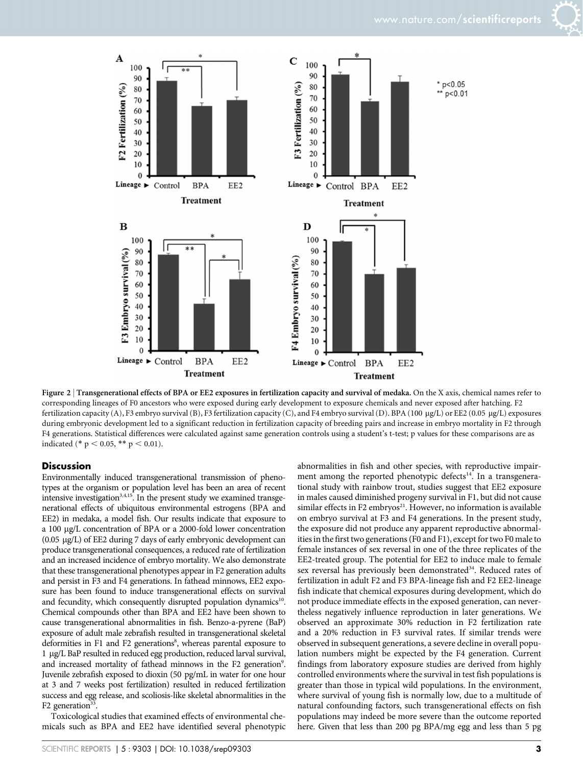**Figure 2 | Transgenerational effects of BPA or EE2 exposures in fertilization capacity and survival of medaka.** On the X axis, chemical names refer to corresponding lineages of F0 ancestors who were exposed during early development to exposure chemicals and never exposed after hatching. F2 fertilization capacity (A), F3 embryo survival (B), F3 fertilization capacity (C), and F4 embryo survival (D). BPA (100 μg/L) or EE2 (0.05 μg/L) exposures during embryonic development led to a significant reduction in fertilization capacity of breeding pairs and increase in embryo mortality in F2 through F4 generations. Statistical differences were calculated against same generation controls using a student's t-test; p values for these comparisons are as indicated (* $p < 0.05$, ** $p < 0.01$).

## Discussion

Environmentally induced transgenerational transmission of phenotypes at the organism or population level has been an area of recent intensive investigation[3,4,15]. In the present study we examined transgenerational effects of ubiquitous environmental estrogens (BPA and EE2) in medaka, a model fish. Our results indicate that exposure to a 100 μg/L concentration of BPA or a 2000-fold lower concentration (0.05 μg/L) of EE2 during 7 days of early embryonic development can produce transgenerational consequences, a reduced rate of fertilization and an increased incidence of embryo mortality. We also demonstrate that these transgenerational phenotypes appear in F2 generation adults and persist in F3 and F4 generations. In fathead minnows, EE2 exposure has been found to induce transgenerational effects on survival and fecundity, which consequently disrupted population dynamics[10]. Chemical compounds other than BPA and EE2 have been shown to cause transgenerational abnormalities in fish. Benzo-a-pyrene (BaP) exposure of adult male zebrafish resulted in transgenerational skeletal deformities in F1 and F2 generations[8], whereas parental exposure to 1 μg/L BaP resulted in reduced egg production, reduced larval survival, and increased mortality of fathead minnows in the F2 generation[9]. Juvenile zebrafish exposed to dioxin (50 pg/mL in water for one hour at 3 and 7 weeks post fertilization) resulted in reduced fertilization success and egg release, and scoliosis-like skeletal abnormalities in the F2 generation[33].

Toxicological studies that examined effects of environmental chemicals such as BPA and EE2 have identified several phenotypic abnormalities in fish and other species, with reproductive impairment among the reported phenotypic defects[14]. In a transgenerational study with rainbow trout, studies suggest that EE2 exposure in males caused diminished progeny survival in F1, but did not cause similar effects in F2 embryos[21]. However, no information is available on embryo survival at F3 and F4 generations. In the present study, the exposure did not produce any apparent reproductive abnormalities in the first two generations (F0 and F1), except for two F0 male to female instances of sex reversal in one of the three replicates of the EE2-treated group. The potential for EE2 to induce male to female sex reversal has previously been demonstrated[34]. Reduced rates of fertilization in adult F2 and F3 BPA-lineage fish and F2 EE2-lineage fish indicate that chemical exposures during development, which do not produce immediate effects in the exposed generation, can nevertheless negatively influence reproduction in later generations. We observed an approximate 30% reduction in F2 fertilization rate and a 20% reduction in F3 survival rates. If similar trends were observed in subsequent generations, a severe decline in overall population numbers might be expected by the F4 generation. Current findings from laboratory exposure studies are derived from highly controlled environments where the survival in test fish populations is greater than those in typical wild populations. In the environment, where survival of young fish is normally low, due to a multitude of natural confounding factors, such transgenerational effects on fish populations may indeed be more severe than the outcome reported here. Given that less than 200 pg BPA/mg egg and less than 5 pg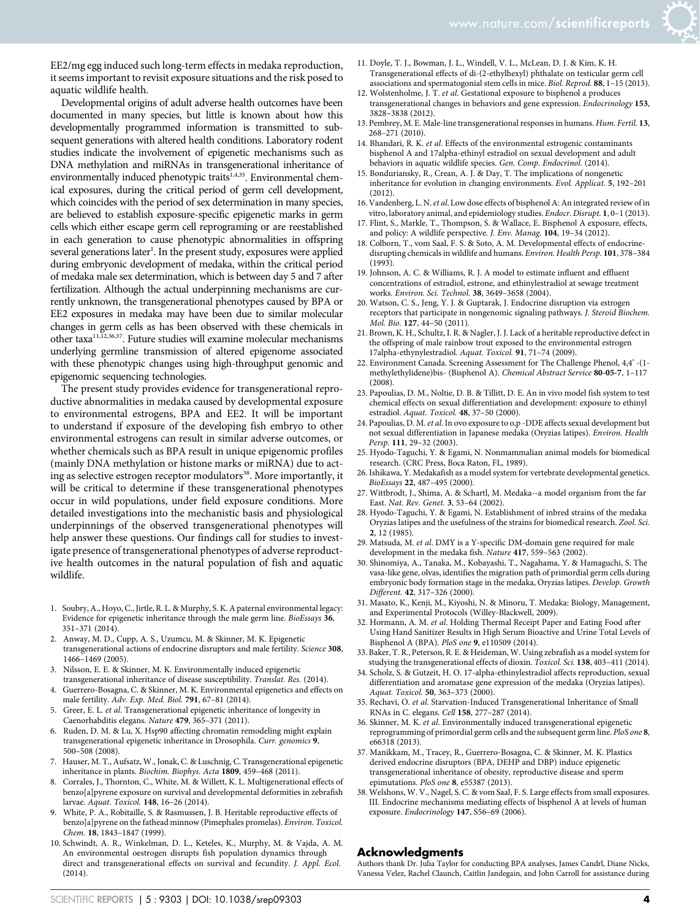EE2/mg egg induced such long-term effects in medaka reproduction, it seems important to revisit exposure situations and the risk posed to aquatic wildlife health.

Developmental origins of adult adverse health outcomes have been documented in many species, but little is known about how this developmentally programmed information is transmitted to subsequent generations with altered health conditions. Laboratory rodent studies indicate the involvement of epigenetic mechanisms such as DNA methylation and miRNAs in transgenerational inheritance of environmentally induced phenotypic traits[1,4,35]. Environmental chemical exposures, during the critical period of germ cell development, which coincides with the period of sex determination in many species, are believed to establish exposure-specific epigenetic marks in germ cells which either escape germ cell reprograming or are reestablished in each generation to cause phenotypic abnormalities in offspring several generations later[1]. In the present study, exposures were applied during embryonic development of medaka, within the critical period of medaka male sex determination, which is between day 5 and 7 after fertilization. Although the actual underpinning mechanisms are currently unknown, the transgenerational phenotypes caused by BPA or EE2 exposures in medaka may have been due to similar molecular changes in germ cells as has been observed with these chemicals in other taxa[11,12,36,37]. Future studies will examine molecular mechanisms underlying germline transmission of altered epigenome associated with these phenotypic changes using high-throughput genomic and epigenomic sequencing technologies.

The present study provides evidence for transgenerational reproductive abnormalities in medaka caused by developmental exposure to environmental estrogens, BPA and EE2. It will be important to understand if exposure of the developing fish embryo to other environmental estrogens can result in similar adverse outcomes, or whether chemicals such as BPA result in unique epigenomic profiles (mainly DNA methylation or histone marks or miRNA) due to acting as selective estrogen receptor modulators[38]. More importantly, it will be critical to determine if these transgenerational phenotypes occur in wild populations, under field exposure conditions. More detailed investigations into the mechanistic basis and physiological underpinnings of the observed transgenerational phenotypes will help answer these questions. Our findings call for studies to investigate presence of transgenerational phenotypes of adverse reproductive health outcomes in the natural population of fish and aquatic wildlife.

1. Soubry, A., Hoyo, C., Jirtle, R. L. & Murphy, S. K. A paternal environmental legacy: Evidence for epigenetic inheritance through the male germ line. *BioEssays* **36**, 351–371 (2014).
2. Anway, M. D., Cupp, A. S., Uzumcu, M. & Skinner, M. K. Epigenetic transgenerational actions of endocrine disruptors and male fertility. *Science* **308**, 1466–1469 (2005).
3. Nilsson, E. E. & Skinner, M. K. Environmentally induced epigenetic transgenerational inheritance of disease susceptibility. *Translat. Res.* (2014).
4. Guerrero-Bosagna, C. & Skinner, M. K. Environmental epigenetics and effects on male fertility. *Adv. Exp. Med. Biol.* **791**, 67–81 (2014).
5. Greer, E. L. *et al.* Transgenerational epigenetic inheritance of longevity in Caenorhabditis elegans. *Nature* **479**, 365–371 (2011).
6. Ruden, D. M. & Lu, X. Hsp90 affecting chromatin remodeling might explain transgenerational epigenetic inheritance in Drosophila. *Curr. genomics* **9**, 500–508 (2008).
7. Hauser, M. T., Aufsatz, W., Jonak, C. & Luschnig, C. Transgenerational epigenetic inheritance in plants. *Biochim. Biophys. Acta* **1809**, 459–468 (2011).
8. Corrales, J., Thornton, C., White, M. & Willett, K. L. Multigenerational effects of benzo[a]pyrene exposure on survival and developmental deformities in zebrafish larvae. *Aquat. Toxicol.* **148**, 16–26 (2014).
9. White, P. A., Robitaille, S. & Rasmussen, J. B. Heritable reproductive effects of benzo[a]pyrene on the fathead minnow (Pimephales promelas). *Environ. Toxicol. Chem.* **18**, 1843–1847 (1999).
10. Schwindt, A. R., Winkelman, D. L., Keteles, K., Murphy, M. & Vajda, A. M. An environmental oestrogen disrupts fish population dynamics through direct and transgenerational effects on survival and fecundity. *J. Appl. Ecol.* (2014).
11. Doyle, T. J., Bowman, J. L., Windell, V. L., McLean, D. J. & Kim, K. H. Transgenerational effects of di-(2-ethylhexyl) phthalate on testicular germ cell associations and spermatogonial stem cells in mice. *Biol. Reprod.* **88**, 1–15 (2013).
12. Wolstenholme, J. T. *et al.* Gestational exposure to bisphenol a produces transgenerational changes in behaviors and gene expression. *Endocrinology* **153**, 3828–3838 (2012).
13. Pembrey, M. E. Male-line transgenerational responses in humans. *Hum. Fertil.* **13**, 268–271 (2010).
14. Bhandari, R. K. *et al.* Effects of the environmental estrogenic contaminants bisphenol A and 17alpha-ethinyl estradiol on sexual development and adult behaviors in aquatic wildlife species. *Gen. Comp. Endocrinol.* (2014).
15. Bonduriansky, R., Crean, A. J. & Day, T. The implications of nongenetic inheritance for evolution in changing environments. *Evol. Applicat.* **5**, 192–201 (2012).
16. Vandenberg, L. N. *et al.* Low dose effects of bisphenol A: An integrated review of in vitro, laboratory animal, and epidemiology studies. *Endocr. Disrupt.* **1**, 0–1 (2013).
17. Flint, S., Markle, T., Thompson, S. & Wallace, E. Bisphenol A exposure, effects, and policy: A wildlife perspective. *J. Env. Manag.* **104**, 19–34 (2012).
18. Colborn, T., vom Saal, F. S. & Soto, A. M. Developmental effects of endocrine-disrupting chemicals in wildlife and humans. *Environ. Health Persp.* **101**, 378–384 (1993).
19. Johnson, A. C. & Williams, R. J. A model to estimate influent and effluent concentrations of estradiol, estrone, and ethinylestradiol at sewage treatment works. *Environ. Sci. Technol.* **38**, 3649–3658 (2004).
20. Watson, C. S., Jeng, Y. J. & Guptarak, J. Endocrine disruption via estrogen receptors that participate in nongenomic signaling pathways. *J. Steroid Biochem. Mol. Bio.* **127**, 44–50 (2011).
21. Brown, K. H., Schultz, I. R. & Nagler, J. J. Lack of a heritable reproductive defect in the offspring of male rainbow trout exposed to the environmental estrogen 17alpha-ethynylestradiol. *Aquat. Toxicol.* **91**, 71–74 (2009).
22. Environment Canada. Screening Assessment for The Challenge Phenol, 4,4' -(1-methylethylidene)bis- (Bisphenol A). *Chemical Abstract Service* **80-05-7**, 1–117 (2008).
23. Papoulias, D. M., Noltie, D. B. & Tillitt, D. E. An in vivo model fish system to test chemical effects on sexual differentiation and development: exposure to ethinyl estradiol. *Aquat. Toxicol.* **48**, 37–50 (2000).
24. Papoulias, D. M. *et al.* In ovo exposure to o,p -DDE affects sexual development but not sexual differentiation in Japanese medaka (Oryzias latipes). *Environ. Health Persp.* **111**, 29–32 (2003).
25. Hyodo-Taguchi, Y. & Egami, N. Nonmammalian animal models for biomedical research. (CRC Press, Boca Raton, FL, 1989).
26. Ishikawa, Y. Medakafish as a model system for vertebrate developmental genetics. *BioEssays* **22**, 487–495 (2000).
27. Wittbrodt, J., Shima, A. & Schartl, M. Medaka--a model organism from the far East. *Nat. Rev. Genet.* **3**, 53–64 (2002).
28. Hyodo-Taguchi, Y. & Egami, N. Establishment of inbred strains of the medaka Oryzias latipes and the usefulness of the strains for biomedical research. *Zool. Sci.* **2**, 12 (1985).
29. Matsuda, M. *et al.* DMY is a Y-specific DM-domain gene required for male development in the medaka fish. *Nature* **417**, 559–563 (2002).
30. Shinomiya, A., Tanaka, M., Kobayashi, T., Nagahama, Y. & Hamaguchi, S. The vasa-like gene, olvas, identifies the migration path of primordial germ cells during embryonic body formation stage in the medaka, Oryzias latipes. *Develop. Growth Different.* **42**, 317–326 (2000).
31. Masato, K., Kenji, M., Kiyoshi, N. & Minoru, T. Medaka: Biology, Management, and Experimental Protocols (Willey-Blackwell, 2009).
32. Hormann, A. M. *et al.* Holding Thermal Receipt Paper and Eating Food after Using Hand Sanitizer Results in High Serum Bioactive and Urine Total Levels of Bisphenol A (BPA). *PloS one* **9**, e110509 (2014).
33. Baker, T. R., Peterson, R. E. & Heideman, W. Using zebrafish as a model system for studying the transgenerational effects of dioxin. *Toxicol. Sci.* **138**, 403–411 (2014).
34. Scholz, S. & Gutzeit, H. O. 17-alpha-ethinylestradiol affects reproduction, sexual differentiation and aromatase gene expression of the medaka (Oryzias latipes). *Aquat. Toxicol.* **50**, 363–373 (2000).
35. Rechavi, O. *et al.* Starvation-Induced Transgenerational Inheritance of Small RNAs in C. elegans. *Cell* **158**, 277–287 (2014).
36. Skinner, M. K. *et al.* Environmentally induced transgenerational epigenetic reprogramming of primordial germ cells and the subsequent germ line. *PloS one* **8**, e66318 (2013).
37. Manikkam, M., Tracey, R., Guerrero-Bosagna, C. & Skinner, M. K. Plastics derived endocrine disruptors (BPA, DEHP and DBP) induce epigenetic transgenerational inheritance of obesity, reproductive disease and sperm epimutations. *PloS one* **8**, e55387 (2013).
38. Welshons, W. V., Nagel, S. C. & vom Saal, F. S. Large effects from small exposures. III. Endocrine mechanisms mediating effects of bisphenol A at levels of human exposure. *Endocrinology* **147**, S56–69 (2006).

## Acknowledgments

Authors thank Dr. Julia Taylor for conducting BPA analyses, James Candrl, Diane Nicks, Vanessa Velez, Rachel Claunch, Caitlin Jandegain, and John Carroll for assistance during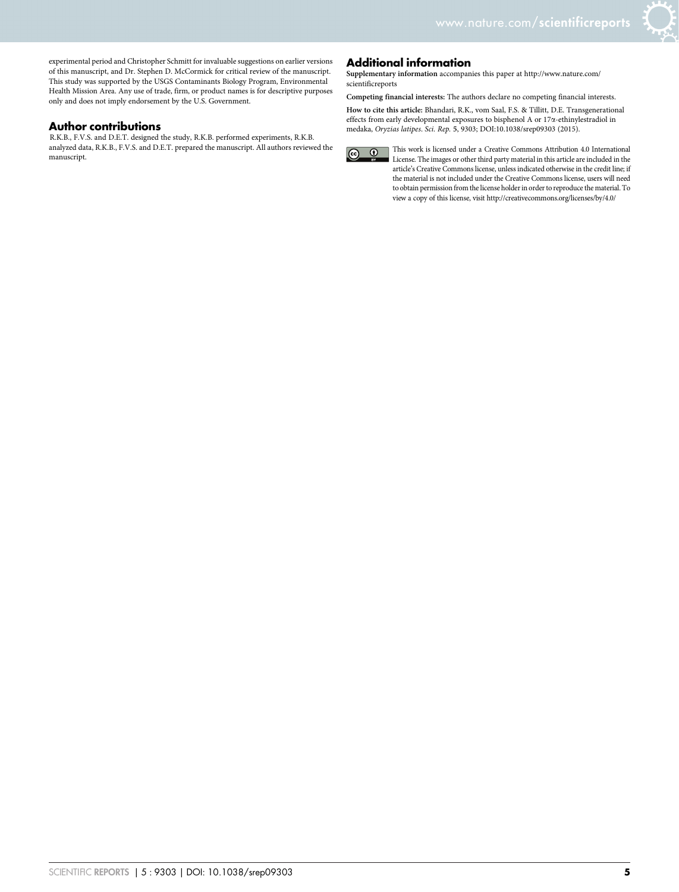experimental period and Christopher Schmitt for invaluable suggestions on earlier versions of this manuscript, and Dr. Stephen D. McCormick for critical review of the manuscript. This study was supported by the USGS Contaminants Biology Program, Environmental Health Mission Area. Any use of trade, firm, or product names is for descriptive purposes only and does not imply endorsement by the U.S. Government.

## Author contributions

R.K.B., F.V.S. and D.E.T. designed the study, R.K.B. performed experiments, R.K.B. analyzed data, R.K.B., F.V.S. and D.E.T. prepared the manuscript. All authors reviewed the manuscript.

## Additional information

**Supplementary information** accompanies this paper at http://www.nature.com/scientificreports

**Competing financial interests:** The authors declare no competing financial interests.

**How to cite this article:** Bhandari, R.K., vom Saal, F.S. & Tillitt, D.E. Transgenerational effects from early developmental exposures to bisphenol A or 17α-ethinylestradiol in medaka, *Oryzias latipes*. *Sci. Rep.* **5**, 9303; DOI:10.1038/srep09303 (2015).

This work is licensed under a Creative Commons Attribution 4.0 International License. The images or other third party material in this article are included in the article's Creative Commons license, unless indicated otherwise in the credit line; if the material is not included under the Creative Commons license, users will need to obtain permission from the license holder in order to reproduce the material. To view a copy of this license, visit http://creativecommons.org/licenses/by/4.0/